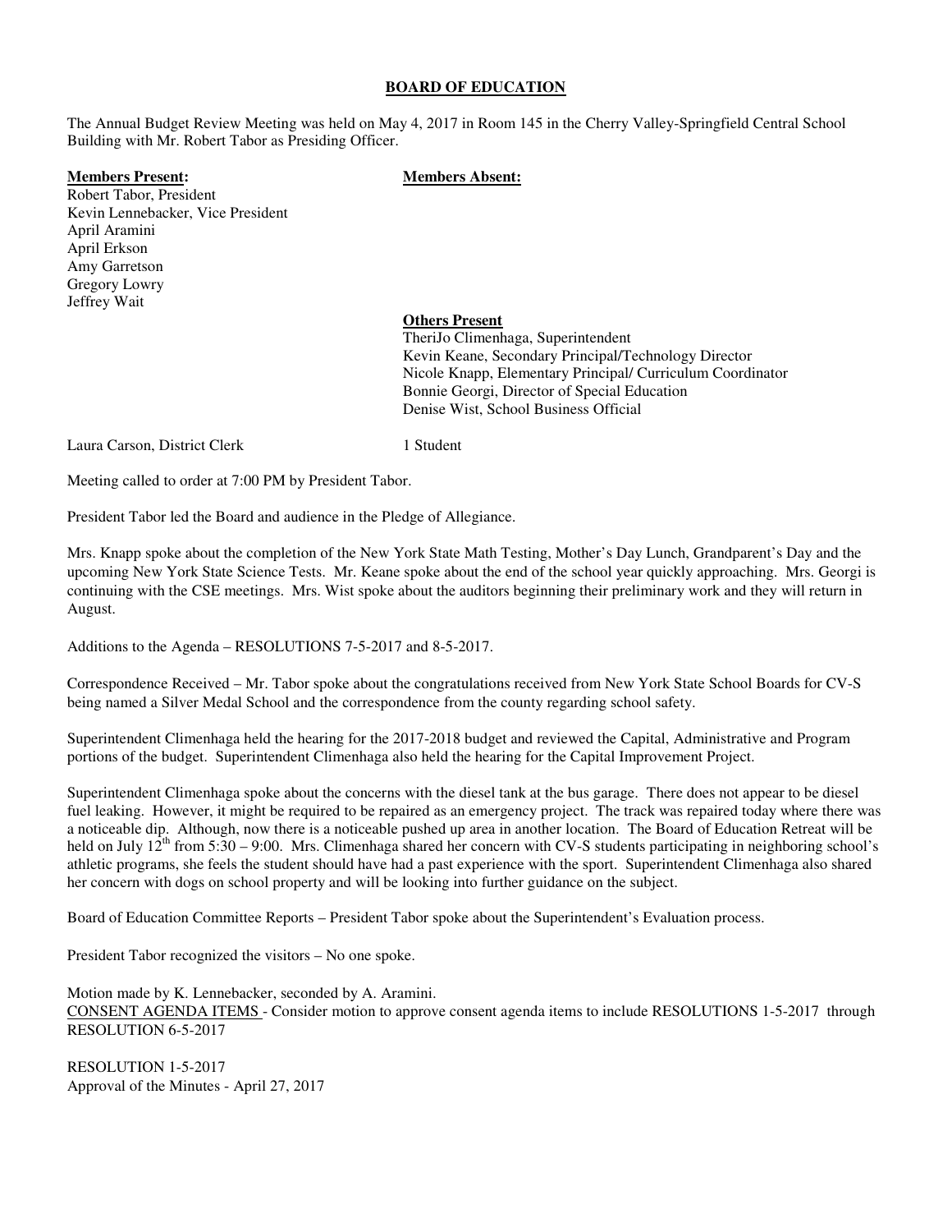**BOARD OF EDUCATION**

The Annual Budget Review Meeting was held on May 4, 2017 in Room 145 in the Cherry Valley-Springfield Central School Building with Mr. Robert Tabor as Presiding Officer.

**Members Present:**
Robert Tabor, President
Kevin Lennebacker, Vice President
April Aramini
April Erkson
Amy Garretson
Gregory Lowry
Jeffrey Wait

**Members Absent:**

**Others Present**
TheriJo Climenhaga, Superintendent
Kevin Keane, Secondary Principal/Technology Director
Nicole Knapp, Elementary Principal/ Curriculum Coordinator
Bonnie Georgi, Director of Special Education
Denise Wist, School Business Official

Laura Carson, District Clerk

1 Student

Meeting called to order at 7:00 PM by President Tabor.

President Tabor led the Board and audience in the Pledge of Allegiance.

Mrs. Knapp spoke about the completion of the New York State Math Testing, Mother's Day Lunch, Grandparent's Day and the upcoming New York State Science Tests. Mr. Keane spoke about the end of the school year quickly approaching. Mrs. Georgi is continuing with the CSE meetings. Mrs. Wist spoke about the auditors beginning their preliminary work and they will return in August.

Additions to the Agenda – RESOLUTIONS 7-5-2017 and 8-5-2017.

Correspondence Received – Mr. Tabor spoke about the congratulations received from New York State School Boards for CV-S being named a Silver Medal School and the correspondence from the county regarding school safety.

Superintendent Climenhaga held the hearing for the 2017-2018 budget and reviewed the Capital, Administrative and Program portions of the budget. Superintendent Climenhaga also held the hearing for the Capital Improvement Project.

Superintendent Climenhaga spoke about the concerns with the diesel tank at the bus garage. There does not appear to be diesel fuel leaking. However, it might be required to be repaired as an emergency project. The track was repaired today where there was a noticeable dip. Although, now there is a noticeable pushed up area in another location. The Board of Education Retreat will be held on July 12th from 5:30 – 9:00. Mrs. Climenhaga shared her concern with CV-S students participating in neighboring school's athletic programs, she feels the student should have had a past experience with the sport. Superintendent Climenhaga also shared her concern with dogs on school property and will be looking into further guidance on the subject.

Board of Education Committee Reports – President Tabor spoke about the Superintendent's Evaluation process.

President Tabor recognized the visitors – No one spoke.

Motion made by K. Lennebacker, seconded by A. Aramini.
CONSENT AGENDA ITEMS - Consider motion to approve consent agenda items to include RESOLUTIONS 1-5-2017 through RESOLUTION 6-5-2017

RESOLUTION 1-5-2017
Approval of the Minutes - April 27, 2017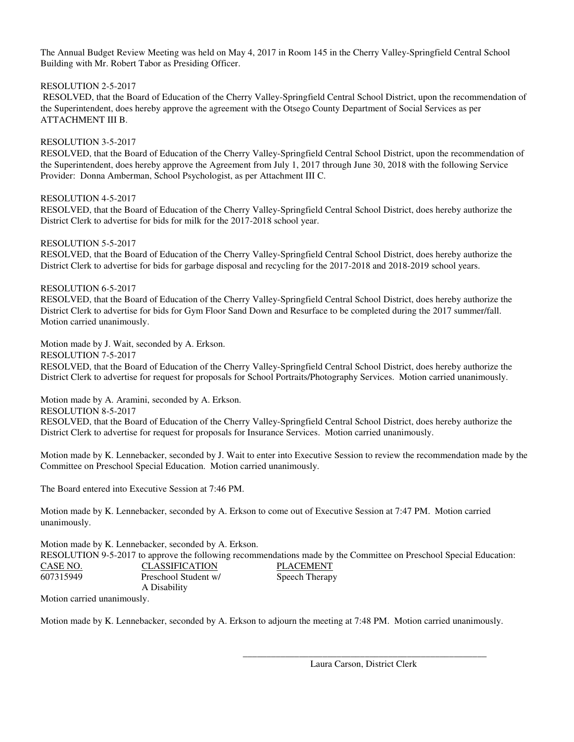The Annual Budget Review Meeting was held on May 4, 2017 in Room 145 in the Cherry Valley-Springfield Central School Building with Mr. Robert Tabor as Presiding Officer.

RESOLUTION 2-5-2017
RESOLVED, that the Board of Education of the Cherry Valley-Springfield Central School District, upon the recommendation of the Superintendent, does hereby approve the agreement with the Otsego County Department of Social Services as per ATTACHMENT III B.

RESOLUTION 3-5-2017
RESOLVED, that the Board of Education of the Cherry Valley-Springfield Central School District, upon the recommendation of the Superintendent, does hereby approve the Agreement from July 1, 2017 through June 30, 2018 with the following Service Provider: Donna Amberman, School Psychologist, as per Attachment III C.

RESOLUTION 4-5-2017
RESOLVED, that the Board of Education of the Cherry Valley-Springfield Central School District, does hereby authorize the District Clerk to advertise for bids for milk for the 2017-2018 school year.

RESOLUTION 5-5-2017
RESOLVED, that the Board of Education of the Cherry Valley-Springfield Central School District, does hereby authorize the District Clerk to advertise for bids for garbage disposal and recycling for the 2017-2018 and 2018-2019 school years.

RESOLUTION 6-5-2017
RESOLVED, that the Board of Education of the Cherry Valley-Springfield Central School District, does hereby authorize the District Clerk to advertise for bids for Gym Floor Sand Down and Resurface to be completed during the 2017 summer/fall. Motion carried unanimously.

Motion made by J. Wait, seconded by A. Erkson.
RESOLUTION 7-5-2017
RESOLVED, that the Board of Education of the Cherry Valley-Springfield Central School District, does hereby authorize the District Clerk to advertise for request for proposals for School Portraits/Photography Services. Motion carried unanimously.

Motion made by A. Aramini, seconded by A. Erkson.
RESOLUTION 8-5-2017
RESOLVED, that the Board of Education of the Cherry Valley-Springfield Central School District, does hereby authorize the District Clerk to advertise for request for proposals for Insurance Services. Motion carried unanimously.

Motion made by K. Lennebacker, seconded by J. Wait to enter into Executive Session to review the recommendation made by the Committee on Preschool Special Education. Motion carried unanimously.

The Board entered into Executive Session at 7:46 PM.

Motion made by K. Lennebacker, seconded by A. Erkson to come out of Executive Session at 7:47 PM. Motion carried unanimously.

Motion made by K. Lennebacker, seconded by A. Erkson.
RESOLUTION 9-5-2017 to approve the following recommendations made by the Committee on Preschool Special Education:

| CASE NO. | CLASSIFICATION | PLACEMENT |
|---|---|---|
| 607315949 | Preschool Student w/ A Disability | Speech Therapy |

Motion carried unanimously.

Motion made by K. Lennebacker, seconded by A. Erkson to adjourn the meeting at 7:48 PM. Motion carried unanimously.

\_\_\_\_\_\_\_\_\_\_\_\_\_\_\_\_\_\_\_\_\_\_\_\_\_\_\_\_\_\_\_\_\_\_\_\_\_\_\_\_

Laura Carson, District Clerk